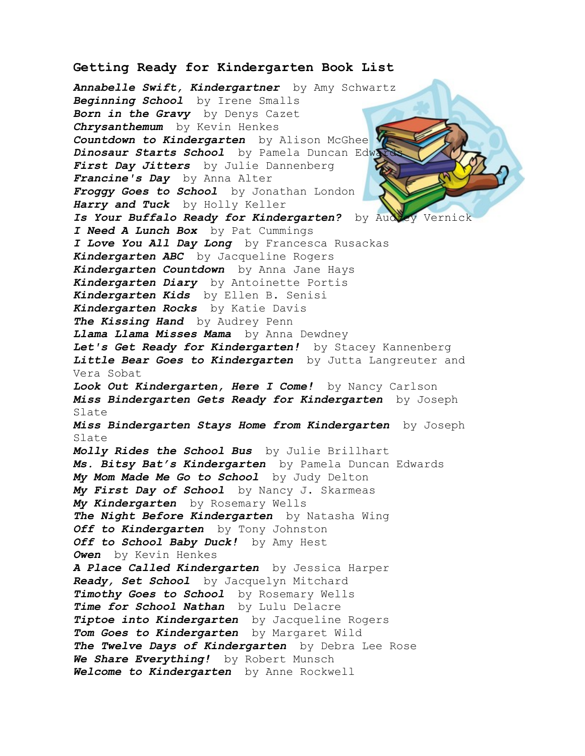# Getting Ready for Kindergarten Book List

***Annabelle Swift, Kindergartner*** by Amy Schwartz
***Beginning School*** by Irene Smalls
***Born in the Gravy*** by Denys Cazet
***Chrysanthemum*** by Kevin Henkes
***Countdown to Kindergarten*** by Alison McGhee
***Dinosaur Starts School*** by Pamela Duncan Edwards
***First Day Jitters*** by Julie Dannenberg
***Francine's Day*** by Anna Alter
***Froggy Goes to School*** by Jonathan London
***Harry and Tuck*** by Holly Keller
***Is Your Buffalo Ready for Kindergarten?*** by Audrey Vernick
***I Need A Lunch Box*** by Pat Cummings
***I Love You All Day Long*** by Francesca Rusackas
***Kindergarten ABC*** by Jacqueline Rogers
***Kindergarten Countdown*** by Anna Jane Hays
***Kindergarten Diary*** by Antoinette Portis
***Kindergarten Kids*** by Ellen B. Senisi
***Kindergarten Rocks*** by Katie Davis
***The Kissing Hand*** by Audrey Penn
***Llama Llama Misses Mama*** by Anna Dewdney
***Let's Get Ready for Kindergarten!*** by Stacey Kannenberg
***Little Bear Goes to Kindergarten*** by Jutta Langreuter and Vera Sobat
***Look Out Kindergarten, Here I Come!*** by Nancy Carlson
***Miss Bindergarten Gets Ready for Kindergarten*** by Joseph Slate
***Miss Bindergarten Stays Home from Kindergarten*** by Joseph Slate
***Molly Rides the School Bus*** by Julie Brillhart
***Ms. Bitsy Bat's Kindergarten*** by Pamela Duncan Edwards
***My Mom Made Me Go to School*** by Judy Delton
***My First Day of School*** by Nancy J. Skarmeas
***My Kindergarten*** by Rosemary Wells
***The Night Before Kindergarten*** by Natasha Wing
***Off to Kindergarten*** by Tony Johnston
***Off to School Baby Duck!*** by Amy Hest
***Owen*** by Kevin Henkes
***A Place Called Kindergarten*** by Jessica Harper
***Ready, Set School*** by Jacquelyn Mitchard
***Timothy Goes to School*** by Rosemary Wells
***Time for School Nathan*** by Lulu Delacre
***Tiptoe into Kindergarten*** by Jacqueline Rogers
***Tom Goes to Kindergarten*** by Margaret Wild
***The Twelve Days of Kindergarten*** by Debra Lee Rose
***We Share Everything!*** by Robert Munsch
***Welcome to Kindergarten*** by Anne Rockwell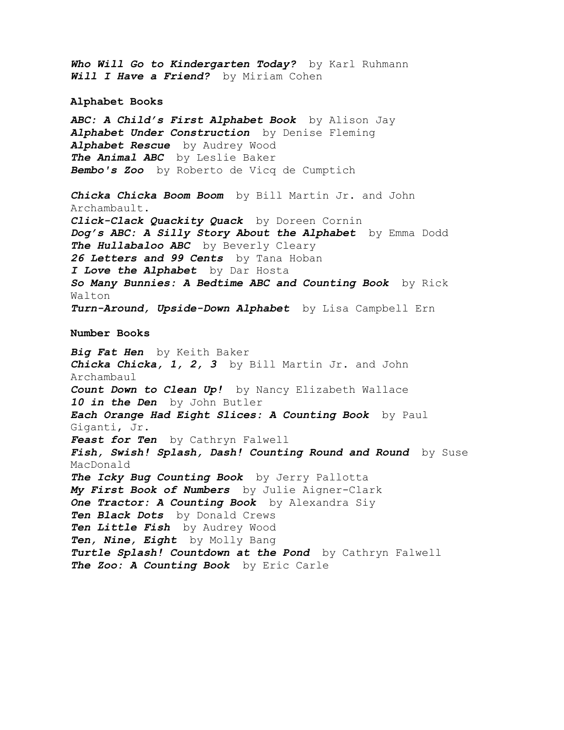***Who Will Go to Kindergarten Today?*** by Karl Ruhmann
***Will I Have a Friend?*** by Miriam Cohen

**Alphabet Books**

***ABC: A Child's First Alphabet Book*** by Alison Jay
***Alphabet Under Construction*** by Denise Fleming
***Alphabet Rescue*** by Audrey Wood
***The Animal ABC*** by Leslie Baker
***Bembo's Zoo*** by Roberto de Vicq de Cumptich

***Chicka Chicka Boom Boom*** by Bill Martin Jr. and John Archambault.
***Click-Clack Quackity Quack*** by Doreen Cornin
***Dog's ABC: A Silly Story About the Alphabet*** by Emma Dodd
***The Hullabaloo ABC*** by Beverly Cleary
***26 Letters and 99 Cents*** by Tana Hoban
***I Love the Alphabet*** by Dar Hosta
***So Many Bunnies: A Bedtime ABC and Counting Book*** by Rick Walton
***Turn-Around, Upside-Down Alphabet*** by Lisa Campbell Ern

**Number Books**

***Big Fat Hen*** by Keith Baker
***Chicka Chicka, 1, 2, 3*** by Bill Martin Jr. and John Archambaul
***Count Down to Clean Up!*** by Nancy Elizabeth Wallace
***10 in the Den*** by John Butler
***Each Orange Had Eight Slices: A Counting Book*** by Paul Giganti, Jr.
***Feast for Ten*** by Cathryn Falwell
***Fish, Swish! Splash, Dash! Counting Round and Round*** by Suse MacDonald
***The Icky Bug Counting Book*** by Jerry Pallotta
***My First Book of Numbers*** by Julie Aigner-Clark
***One Tractor: A Counting Book*** by Alexandra Siy
***Ten Black Dots*** by Donald Crews
***Ten Little Fish*** by Audrey Wood
***Ten, Nine, Eight*** by Molly Bang
***Turtle Splash! Countdown at the Pond*** by Cathryn Falwell
***The Zoo: A Counting Book*** by Eric Carle